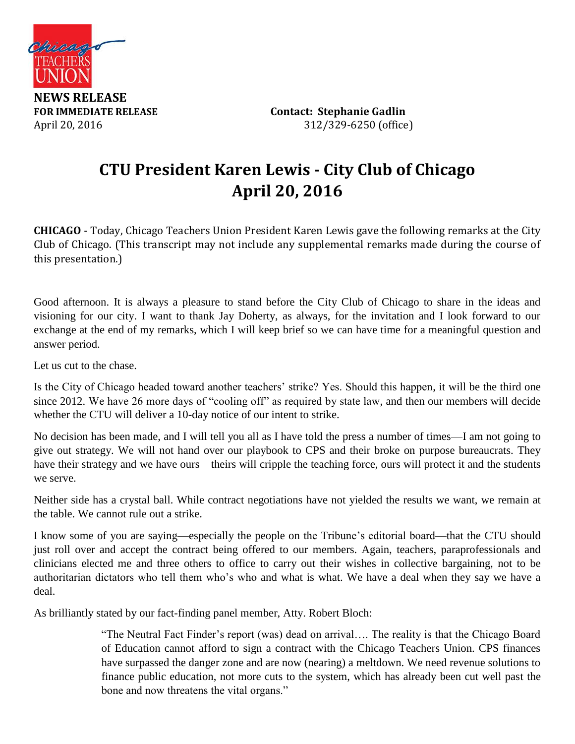Chicago TEACHERS UNION

**NEWS RELEASE**
**FOR IMMEDIATE RELEASE**
April 20, 2016

**Contact: Stephanie Gadlin**
312/329-6250 (office)

# CTU President Karen Lewis - City Club of Chicago
# April 20, 2016

**CHICAGO** - Today, Chicago Teachers Union President Karen Lewis gave the following remarks at the City Club of Chicago. (This transcript may not include any supplemental remarks made during the course of this presentation.)

Good afternoon. It is always a pleasure to stand before the City Club of Chicago to share in the ideas and visioning for our city. I want to thank Jay Doherty, as always, for the invitation and I look forward to our exchange at the end of my remarks, which I will keep brief so we can have time for a meaningful question and answer period.

Let us cut to the chase.

Is the City of Chicago headed toward another teachers' strike? Yes. Should this happen, it will be the third one since 2012. We have 26 more days of "cooling off" as required by state law, and then our members will decide whether the CTU will deliver a 10-day notice of our intent to strike.

No decision has been made, and I will tell you all as I have told the press a number of times—I am not going to give out strategy. We will not hand over our playbook to CPS and their broke on purpose bureaucrats. They have their strategy and we have ours—theirs will cripple the teaching force, ours will protect it and the students we serve.

Neither side has a crystal ball. While contract negotiations have not yielded the results we want, we remain at the table. We cannot rule out a strike.

I know some of you are saying—especially the people on the Tribune's editorial board—that the CTU should just roll over and accept the contract being offered to our members. Again, teachers, paraprofessionals and clinicians elected me and three others to office to carry out their wishes in collective bargaining, not to be authoritarian dictators who tell them who's who and what is what. We have a deal when they say we have a deal.

As brilliantly stated by our fact-finding panel member, Atty. Robert Bloch:

> "The Neutral Fact Finder's report (was) dead on arrival…. The reality is that the Chicago Board of Education cannot afford to sign a contract with the Chicago Teachers Union. CPS finances have surpassed the danger zone and are now (nearing) a meltdown. We need revenue solutions to finance public education, not more cuts to the system, which has already been cut well past the bone and now threatens the vital organs."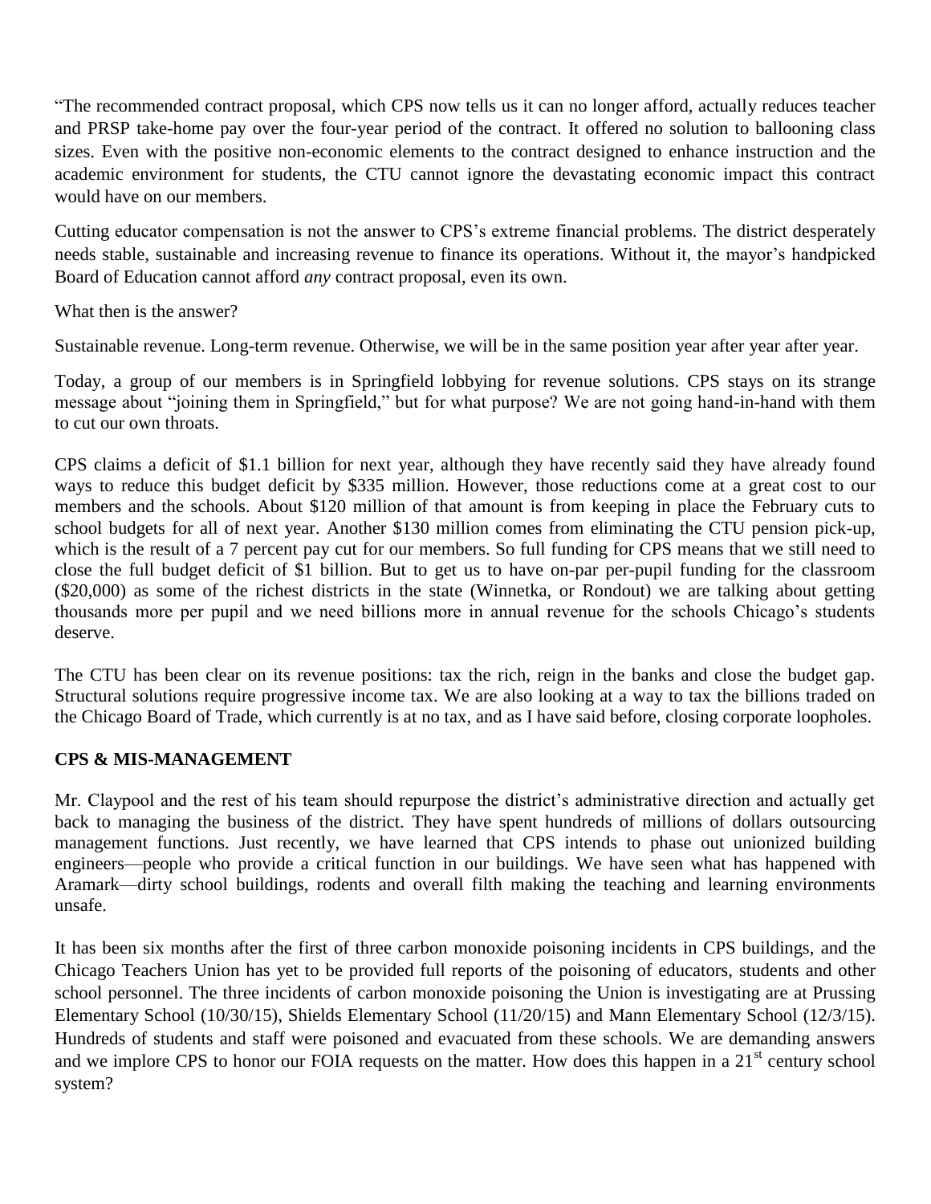"The recommended contract proposal, which CPS now tells us it can no longer afford, actually reduces teacher and PRSP take-home pay over the four-year period of the contract. It offered no solution to ballooning class sizes. Even with the positive non-economic elements to the contract designed to enhance instruction and the academic environment for students, the CTU cannot ignore the devastating economic impact this contract would have on our members.

Cutting educator compensation is not the answer to CPS's extreme financial problems. The district desperately needs stable, sustainable and increasing revenue to finance its operations. Without it, the mayor's handpicked Board of Education cannot afford *any* contract proposal, even its own.

What then is the answer?

Sustainable revenue. Long-term revenue. Otherwise, we will be in the same position year after year after year.

Today, a group of our members is in Springfield lobbying for revenue solutions. CPS stays on its strange message about "joining them in Springfield," but for what purpose? We are not going hand-in-hand with them to cut our own throats.

CPS claims a deficit of $1.1 billion for next year, although they have recently said they have already found ways to reduce this budget deficit by $335 million. However, those reductions come at a great cost to our members and the schools. About $120 million of that amount is from keeping in place the February cuts to school budgets for all of next year. Another $130 million comes from eliminating the CTU pension pick-up, which is the result of a 7 percent pay cut for our members. So full funding for CPS means that we still need to close the full budget deficit of $1 billion. But to get us to have on-par per-pupil funding for the classroom ($20,000) as some of the richest districts in the state (Winnetka, or Rondout) we are talking about getting thousands more per pupil and we need billions more in annual revenue for the schools Chicago's students deserve.

The CTU has been clear on its revenue positions: tax the rich, reign in the banks and close the budget gap. Structural solutions require progressive income tax. We are also looking at a way to tax the billions traded on the Chicago Board of Trade, which currently is at no tax, and as I have said before, closing corporate loopholes.

**CPS & MIS-MANAGEMENT**

Mr. Claypool and the rest of his team should repurpose the district's administrative direction and actually get back to managing the business of the district. They have spent hundreds of millions of dollars outsourcing management functions. Just recently, we have learned that CPS intends to phase out unionized building engineers—people who provide a critical function in our buildings. We have seen what has happened with Aramark—dirty school buildings, rodents and overall filth making the teaching and learning environments unsafe.

It has been six months after the first of three carbon monoxide poisoning incidents in CPS buildings, and the Chicago Teachers Union has yet to be provided full reports of the poisoning of educators, students and other school personnel. The three incidents of carbon monoxide poisoning the Union is investigating are at Prussing Elementary School (10/30/15), Shields Elementary School (11/20/15) and Mann Elementary School (12/3/15). Hundreds of students and staff were poisoned and evacuated from these schools. We are demanding answers and we implore CPS to honor our FOIA requests on the matter. How does this happen in a 21st century school system?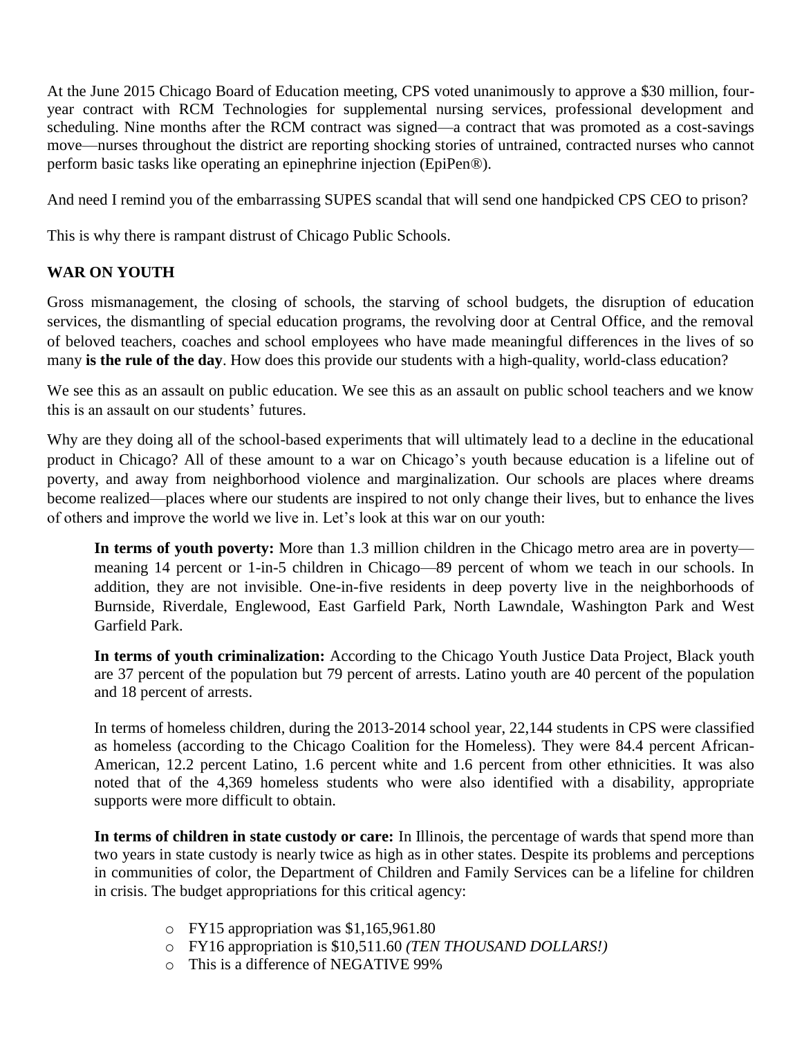At the June 2015 Chicago Board of Education meeting, CPS voted unanimously to approve a $30 million, four-year contract with RCM Technologies for supplemental nursing services, professional development and scheduling. Nine months after the RCM contract was signed—a contract that was promoted as a cost-savings move—nurses throughout the district are reporting shocking stories of untrained, contracted nurses who cannot perform basic tasks like operating an epinephrine injection (EpiPen®).

And need I remind you of the embarrassing SUPES scandal that will send one handpicked CPS CEO to prison?

This is why there is rampant distrust of Chicago Public Schools.

**WAR ON YOUTH**

Gross mismanagement, the closing of schools, the starving of school budgets, the disruption of education services, the dismantling of special education programs, the revolving door at Central Office, and the removal of beloved teachers, coaches and school employees who have made meaningful differences in the lives of so many **is the rule of the day**. How does this provide our students with a high-quality, world-class education?

We see this as an assault on public education. We see this as an assault on public school teachers and we know this is an assault on our students' futures.

Why are they doing all of the school-based experiments that will ultimately lead to a decline in the educational product in Chicago? All of these amount to a war on Chicago's youth because education is a lifeline out of poverty, and away from neighborhood violence and marginalization. Our schools are places where dreams become realized—places where our students are inspired to not only change their lives, but to enhance the lives of others and improve the world we live in. Let's look at this war on our youth:

> **In terms of youth poverty:** More than 1.3 million children in the Chicago metro area are in poverty—meaning 14 percent or 1-in-5 children in Chicago—89 percent of whom we teach in our schools. In addition, they are not invisible. One-in-five residents in deep poverty live in the neighborhoods of Burnside, Riverdale, Englewood, East Garfield Park, North Lawndale, Washington Park and West Garfield Park.
>
> **In terms of youth criminalization:** According to the Chicago Youth Justice Data Project, Black youth are 37 percent of the population but 79 percent of arrests. Latino youth are 40 percent of the population and 18 percent of arrests.
>
> In terms of homeless children, during the 2013-2014 school year, 22,144 students in CPS were classified as homeless (according to the Chicago Coalition for the Homeless). They were 84.4 percent African-American, 12.2 percent Latino, 1.6 percent white and 1.6 percent from other ethnicities. It was also noted that of the 4,369 homeless students who were also identified with a disability, appropriate supports were more difficult to obtain.
>
> **In terms of children in state custody or care:** In Illinois, the percentage of wards that spend more than two years in state custody is nearly twice as high as in other states. Despite its problems and perceptions in communities of color, the Department of Children and Family Services can be a lifeline for children in crisis. The budget appropriations for this critical agency:
>
> - FY15 appropriation was $1,165,961.80
> - FY16 appropriation is $10,511.60 *(TEN THOUSAND DOLLARS!)*
> - This is a difference of NEGATIVE 99%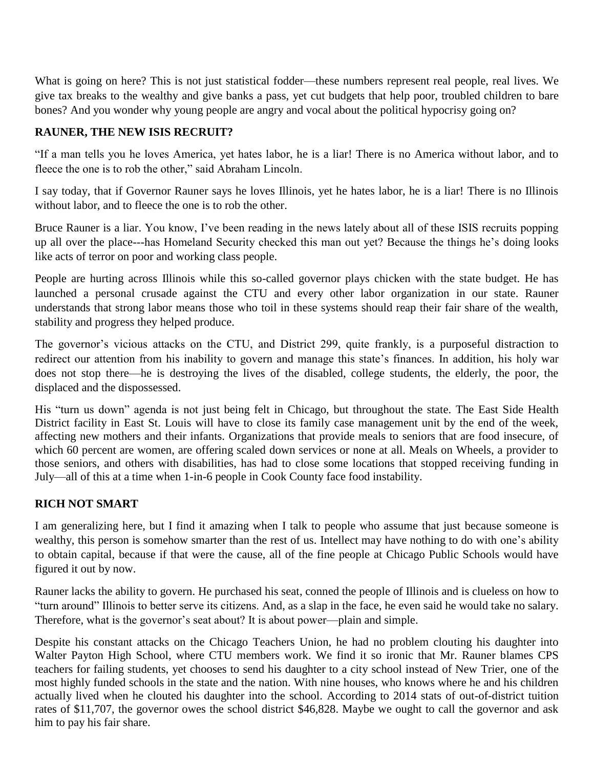What is going on here? This is not just statistical fodder—these numbers represent real people, real lives. We give tax breaks to the wealthy and give banks a pass, yet cut budgets that help poor, troubled children to bare bones? And you wonder why young people are angry and vocal about the political hypocrisy going on?

**RAUNER, THE NEW ISIS RECRUIT?**

"If a man tells you he loves America, yet hates labor, he is a liar! There is no America without labor, and to fleece the one is to rob the other," said Abraham Lincoln.

I say today, that if Governor Rauner says he loves Illinois, yet he hates labor, he is a liar! There is no Illinois without labor, and to fleece the one is to rob the other.

Bruce Rauner is a liar. You know, I've been reading in the news lately about all of these ISIS recruits popping up all over the place---has Homeland Security checked this man out yet? Because the things he's doing looks like acts of terror on poor and working class people.

People are hurting across Illinois while this so-called governor plays chicken with the state budget. He has launched a personal crusade against the CTU and every other labor organization in our state. Rauner understands that strong labor means those who toil in these systems should reap their fair share of the wealth, stability and progress they helped produce.

The governor's vicious attacks on the CTU, and District 299, quite frankly, is a purposeful distraction to redirect our attention from his inability to govern and manage this state's finances. In addition, his holy war does not stop there—he is destroying the lives of the disabled, college students, the elderly, the poor, the displaced and the dispossessed.

His "turn us down" agenda is not just being felt in Chicago, but throughout the state. The East Side Health District facility in East St. Louis will have to close its family case management unit by the end of the week, affecting new mothers and their infants. Organizations that provide meals to seniors that are food insecure, of which 60 percent are women, are offering scaled down services or none at all. Meals on Wheels, a provider to those seniors, and others with disabilities, has had to close some locations that stopped receiving funding in July—all of this at a time when 1-in-6 people in Cook County face food instability.

**RICH NOT SMART**

I am generalizing here, but I find it amazing when I talk to people who assume that just because someone is wealthy, this person is somehow smarter than the rest of us. Intellect may have nothing to do with one's ability to obtain capital, because if that were the cause, all of the fine people at Chicago Public Schools would have figured it out by now.

Rauner lacks the ability to govern. He purchased his seat, conned the people of Illinois and is clueless on how to "turn around" Illinois to better serve its citizens. And, as a slap in the face, he even said he would take no salary. Therefore, what is the governor's seat about? It is about power—plain and simple.

Despite his constant attacks on the Chicago Teachers Union, he had no problem clouting his daughter into Walter Payton High School, where CTU members work. We find it so ironic that Mr. Rauner blames CPS teachers for failing students, yet chooses to send his daughter to a city school instead of New Trier, one of the most highly funded schools in the state and the nation. With nine houses, who knows where he and his children actually lived when he clouted his daughter into the school. According to 2014 stats of out-of-district tuition rates of $11,707, the governor owes the school district $46,828. Maybe we ought to call the governor and ask him to pay his fair share.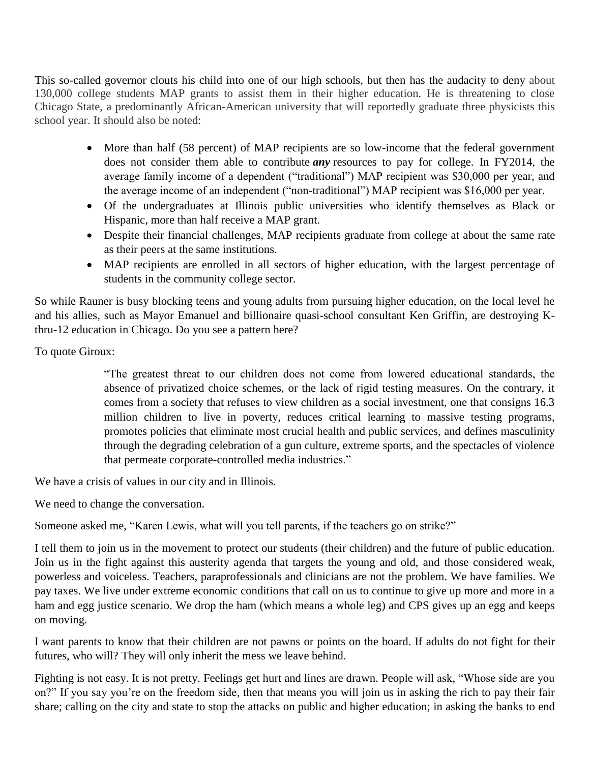This so-called governor clouts his child into one of our high schools, but then has the audacity to deny about 130,000 college students MAP grants to assist them in their higher education. He is threatening to close Chicago State, a predominantly African-American university that will reportedly graduate three physicists this school year. It should also be noted:

- More than half (58 percent) of MAP recipients are so low-income that the federal government does not consider them able to contribute ***any*** resources to pay for college. In FY2014, the average family income of a dependent ("traditional") MAP recipient was $30,000 per year, and the average income of an independent ("non-traditional") MAP recipient was $16,000 per year.
- Of the undergraduates at Illinois public universities who identify themselves as Black or Hispanic, more than half receive a MAP grant.
- Despite their financial challenges, MAP recipients graduate from college at about the same rate as their peers at the same institutions.
- MAP recipients are enrolled in all sectors of higher education, with the largest percentage of students in the community college sector.

So while Rauner is busy blocking teens and young adults from pursuing higher education, on the local level he and his allies, such as Mayor Emanuel and billionaire quasi-school consultant Ken Griffin, are destroying K-thru-12 education in Chicago. Do you see a pattern here?

To quote Giroux:

> "The greatest threat to our children does not come from lowered educational standards, the absence of privatized choice schemes, or the lack of rigid testing measures. On the contrary, it comes from a society that refuses to view children as a social investment, one that consigns 16.3 million children to live in poverty, reduces critical learning to massive testing programs, promotes policies that eliminate most crucial health and public services, and defines masculinity through the degrading celebration of a gun culture, extreme sports, and the spectacles of violence that permeate corporate-controlled media industries."

We have a crisis of values in our city and in Illinois.

We need to change the conversation.

Someone asked me, "Karen Lewis, what will you tell parents, if the teachers go on strike?"

I tell them to join us in the movement to protect our students (their children) and the future of public education. Join us in the fight against this austerity agenda that targets the young and old, and those considered weak, powerless and voiceless. Teachers, paraprofessionals and clinicians are not the problem. We have families. We pay taxes. We live under extreme economic conditions that call on us to continue to give up more and more in a ham and egg justice scenario. We drop the ham (which means a whole leg) and CPS gives up an egg and keeps on moving.

I want parents to know that their children are not pawns or points on the board. If adults do not fight for their futures, who will? They will only inherit the mess we leave behind.

Fighting is not easy. It is not pretty. Feelings get hurt and lines are drawn. People will ask, "Whose side are you on?" If you say you're on the freedom side, then that means you will join us in asking the rich to pay their fair share; calling on the city and state to stop the attacks on public and higher education; in asking the banks to end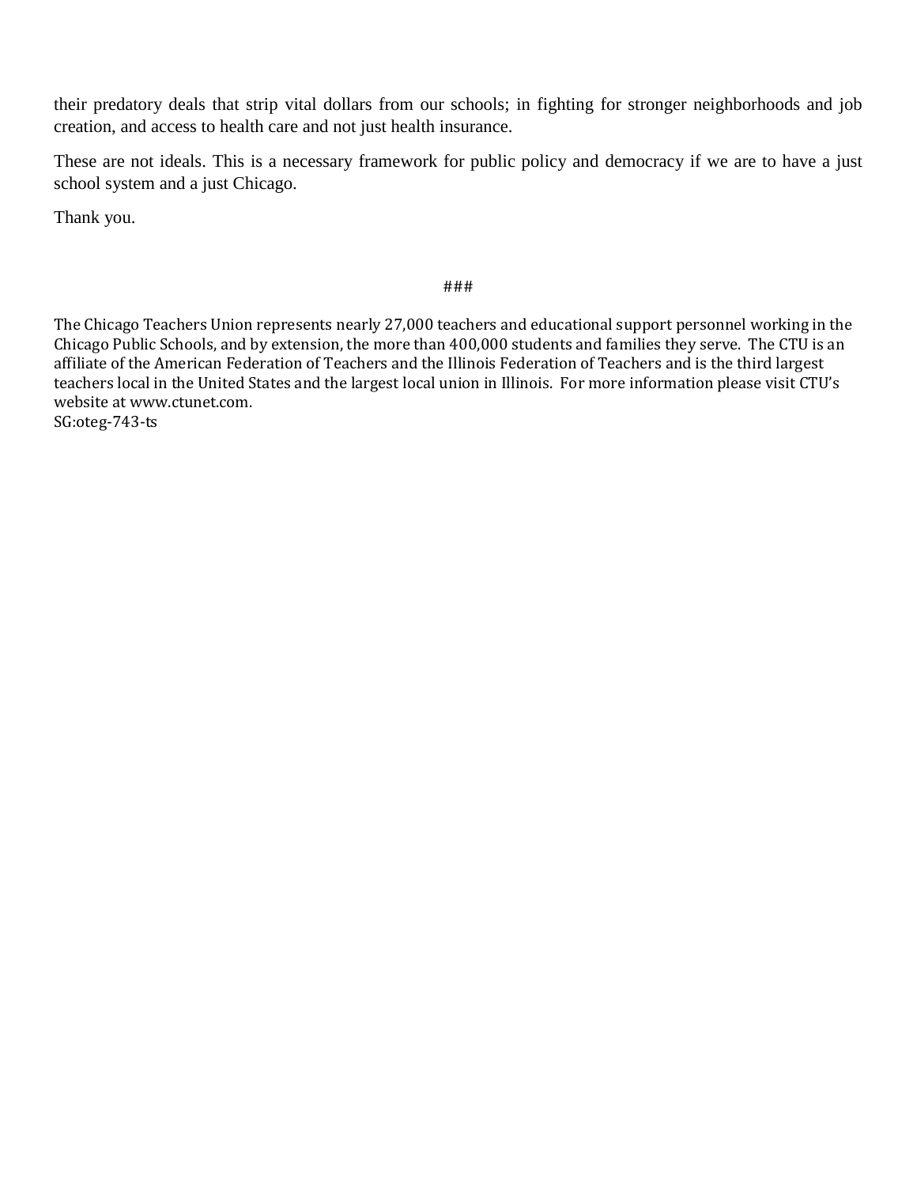their predatory deals that strip vital dollars from our schools; in fighting for stronger neighborhoods and job creation, and access to health care and not just health insurance.

These are not ideals. This is a necessary framework for public policy and democracy if we are to have a just school system and a just Chicago.

Thank you.

###

The Chicago Teachers Union represents nearly 27,000 teachers and educational support personnel working in the Chicago Public Schools, and by extension, the more than 400,000 students and families they serve. The CTU is an affiliate of the American Federation of Teachers and the Illinois Federation of Teachers and is the third largest teachers local in the United States and the largest local union in Illinois. For more information please visit CTU's website at www.ctunet.com.
SG:oteg-743-ts